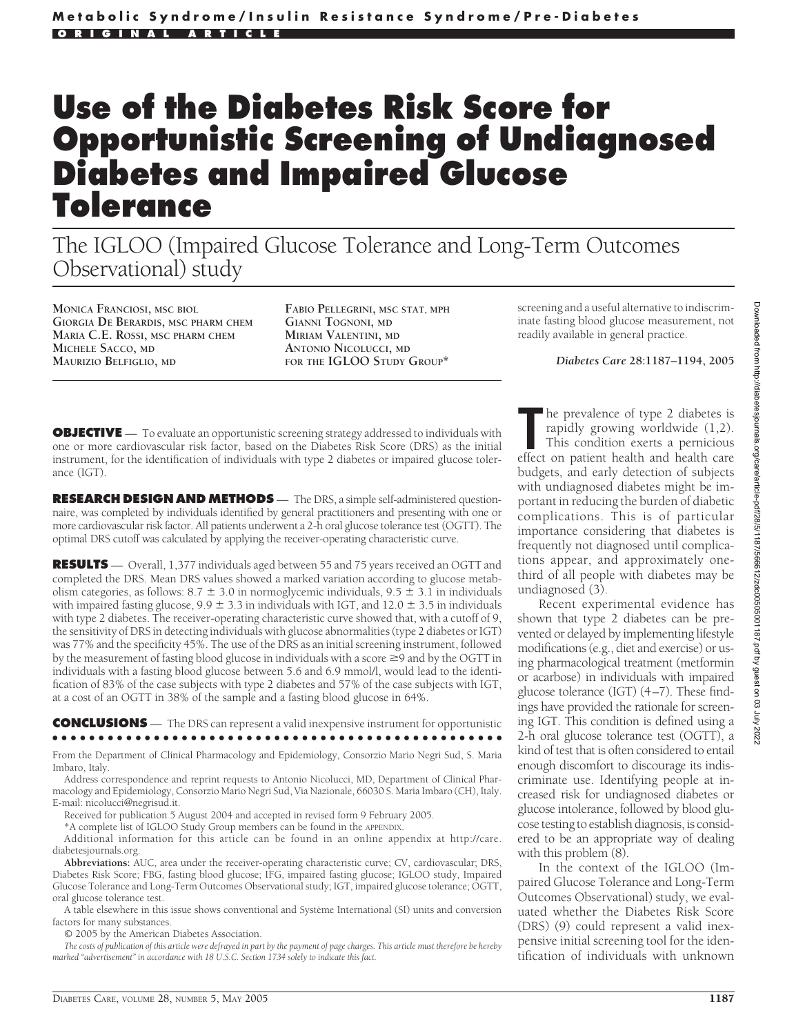Metabolic Syndrome/Insulin Resistance Syndrome/Pre-Diabetes

ORIGINAL ARTICLE

# Use of the Diabetes Risk Score for Opportunistic Screening of Undiagnosed Diabetes and Impaired Glucose Tolerance

## The IGLOO (Impaired Glucose Tolerance and Long-Term Outcomes Observational) study

MONICA FRANCIOSI, MSC BIOL
GIORGIA DE BERARDIS, MSC PHARM CHEM
MARIA C.E. ROSSI, MSC PHARM CHEM
MICHELE SACCO, MD
MAURIZIO BELFIGLIO, MD
FABIO PELLEGRINI, MSC STAT, MPH
GIANNI TOGNONI, MD
MIRIAM VALENTINI, MD
ANTONIO NICOLUCCI, MD
FOR THE IGLOO STUDY GROUP*

**OBJECTIVE** — To evaluate an opportunistic screening strategy addressed to individuals with one or more cardiovascular risk factor, based on the Diabetes Risk Score (DRS) as the initial instrument, for the identification of individuals with type 2 diabetes or impaired glucose tolerance (IGT).

**RESEARCH DESIGN AND METHODS** — The DRS, a simple self-administered questionnaire, was completed by individuals identified by general practitioners and presenting with one or more cardiovascular risk factor. All patients underwent a 2-h oral glucose tolerance test (OGTT). The optimal DRS cutoff was calculated by applying the receiver-operating characteristic curve.

**RESULTS** — Overall, 1,377 individuals aged between 55 and 75 years received an OGTT and completed the DRS. Mean DRS values showed a marked variation according to glucose metabolism categories, as follows: 8.7 ± 3.0 in normoglycemic individuals, 9.5 ± 3.1 in individuals with impaired fasting glucose, 9.9 ± 3.3 in individuals with IGT, and 12.0 ± 3.5 in individuals with type 2 diabetes. The receiver-operating characteristic curve showed that, with a cutoff of 9, the sensitivity of DRS in detecting individuals with glucose abnormalities (type 2 diabetes or IGT) was 77% and the specificity 45%. The use of the DRS as an initial screening instrument, followed by the measurement of fasting blood glucose in individuals with a score ≥9 and by the OGTT in individuals with a fasting blood glucose between 5.6 and 6.9 mmol/l, would lead to the identification of 83% of the case subjects with type 2 diabetes and 57% of the case subjects with IGT, at a cost of an OGTT in 38% of the sample and a fasting blood glucose in 64%.

**CONCLUSIONS** — The DRS can represent a valid inexpensive instrument for opportunistic screening and a useful alternative to indiscriminate fasting blood glucose measurement, not readily available in general practice.

*Diabetes Care* **28:1187–1194, 2005**

From the Department of Clinical Pharmacology and Epidemiology, Consorzio Mario Negri Sud, S. Maria Imbaro, Italy.

Address correspondence and reprint requests to Antonio Nicolucci, MD, Department of Clinical Pharmacology and Epidemiology, Consorzio Mario Negri Sud, Via Nazionale, 66030 S. Maria Imbaro (CH), Italy. E-mail: nicolucci@negrisud.it.

Received for publication 5 August 2004 and accepted in revised form 9 February 2005.

*A complete list of IGLOO Study Group members can be found in the APPENDIX.

Additional information for this article can be found in an online appendix at http://care.diabetesjournals.org.

**Abbreviations:** AUC, area under the receiver-operating characteristic curve; CV, cardiovascular; DRS, Diabetes Risk Score; FBG, fasting blood glucose; IFG, impaired fasting glucose; IGLOO study, Impaired Glucose Tolerance and Long-Term Outcomes Observational study; IGT, impaired glucose tolerance; OGTT, oral glucose tolerance test.

A table elsewhere in this issue shows conventional and Système International (SI) units and conversion factors for many substances.

© 2005 by the American Diabetes Association.

*The costs of publication of this article were defrayed in part by the payment of page charges. This article must therefore be hereby marked "advertisement" in accordance with 18 U.S.C. Section 1734 solely to indicate this fact.*

The prevalence of type 2 diabetes is rapidly growing worldwide (1,2). This condition exerts a pernicious effect on patient health and health care budgets, and early detection of subjects with undiagnosed diabetes might be important in reducing the burden of diabetic complications. This is of particular importance considering that diabetes is frequently not diagnosed until complications appear, and approximately one-third of all people with diabetes may be undiagnosed (3).

Recent experimental evidence has shown that type 2 diabetes can be prevented or delayed by implementing lifestyle modifications (e.g., diet and exercise) or using pharmacological treatment (metformin or acarbose) in individuals with impaired glucose tolerance (IGT) (4–7). These findings have provided the rationale for screening IGT. This condition is defined using a 2-h oral glucose tolerance test (OGTT), a kind of test that is often considered to entail enough discomfort to discourage its indiscriminate use. Identifying people at increased risk for undiagnosed diabetes or glucose intolerance, followed by blood glucose testing to establish diagnosis, is considered to be an appropriate way of dealing with this problem (8).

In the context of the IGLOO (Impaired Glucose Tolerance and Long-Term Outcomes Observational) study, we evaluated whether the Diabetes Risk Score (DRS) (9) could represent a valid inexpensive initial screening tool for the identification of individuals with unknown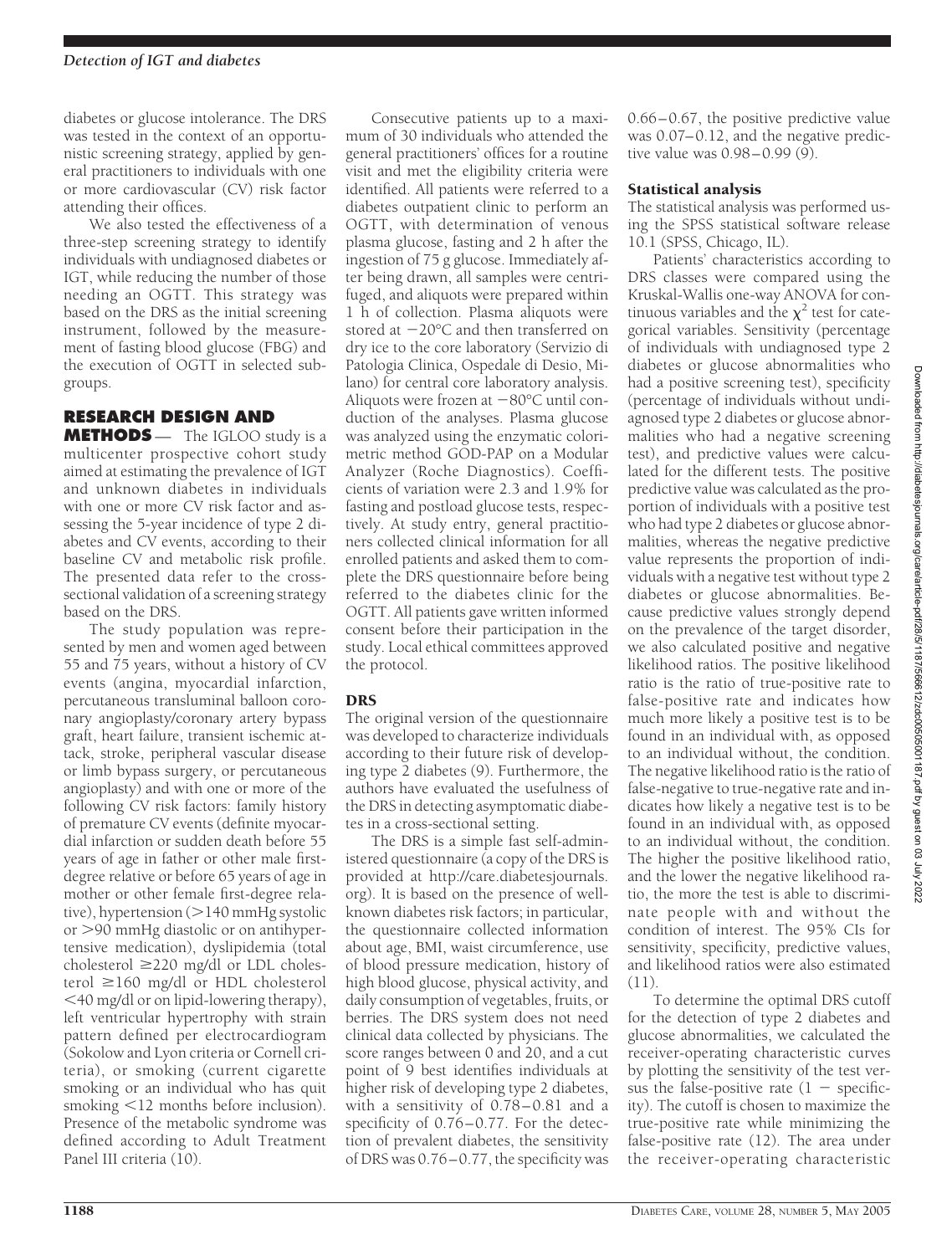diabetes or glucose intolerance. The DRS was tested in the context of an opportunistic screening strategy, applied by general practitioners to individuals with one or more cardiovascular (CV) risk factor attending their offices.

We also tested the effectiveness of a three-step screening strategy to identify individuals with undiagnosed diabetes or IGT, while reducing the number of those needing an OGTT. This strategy was based on the DRS as the initial screening instrument, followed by the measurement of fasting blood glucose (FBG) and the execution of OGTT in selected subgroups.

## RESEARCH DESIGN AND METHODS

The IGLOO study is a multicenter prospective cohort study aimed at estimating the prevalence of IGT and unknown diabetes in individuals with one or more CV risk factor and assessing the 5-year incidence of type 2 diabetes and CV events, according to their baseline CV and metabolic risk profile. The presented data refer to the cross-sectional validation of a screening strategy based on the DRS.

The study population was represented by men and women aged between 55 and 75 years, without a history of CV events (angina, myocardial infarction, percutaneous transluminal balloon coronary angioplasty/coronary artery bypass graft, heart failure, transient ischemic attack, stroke, peripheral vascular disease or limb bypass surgery, or percutaneous angioplasty) and with one or more of the following CV risk factors: family history of premature CV events (definite myocardial infarction or sudden death before 55 years of age in father or other male first-degree relative or before 65 years of age in mother or other female first-degree relative), hypertension (>140 mmHg systolic or >90 mmHg diastolic or on antihypertensive medication), dyslipidemia (total cholesterol ≥220 mg/dl or LDL cholesterol ≥160 mg/dl or HDL cholesterol <40 mg/dl or on lipid-lowering therapy), left ventricular hypertrophy with strain pattern defined per electrocardiogram (Sokolow and Lyon criteria or Cornell criteria), or smoking (current cigarette smoking or an individual who has quit smoking <12 months before inclusion). Presence of the metabolic syndrome was defined according to Adult Treatment Panel III criteria (10).

Consecutive patients up to a maximum of 30 individuals who attended the general practitioners' offices for a routine visit and met the eligibility criteria were identified. All patients were referred to a diabetes outpatient clinic to perform an OGTT, with determination of venous plasma glucose, fasting and 2 h after the ingestion of 75 g glucose. Immediately after being drawn, all samples were centrifuged, and aliquots were prepared within 1 h of collection. Plasma aliquots were stored at −20°C and then transferred on dry ice to the core laboratory (Servizio di Patologia Clinica, Ospedale di Desio, Milano) for central core laboratory analysis. Aliquots were frozen at −80°C until conduction of the analyses. Plasma glucose was analyzed using the enzymatic colorimetric method GOD-PAP on a Modular Analyzer (Roche Diagnostics). Coefficients of variation were 2.3 and 1.9% for fasting and postload glucose tests, respectively. At study entry, general practitioners collected clinical information for all enrolled patients and asked them to complete the DRS questionnaire before being referred to the diabetes clinic for the OGTT. All patients gave written informed consent before their participation in the study. Local ethical committees approved the protocol.

### DRS

The original version of the questionnaire was developed to characterize individuals according to their future risk of developing type 2 diabetes (9). Furthermore, the authors have evaluated the usefulness of the DRS in detecting asymptomatic diabetes in a cross-sectional setting.

The DRS is a simple fast self-administered questionnaire (a copy of the DRS is provided at http://care.diabetesjournals.org). It is based on the presence of well-known diabetes risk factors; in particular, the questionnaire collected information about age, BMI, waist circumference, use of blood pressure medication, history of high blood glucose, physical activity, and daily consumption of vegetables, fruits, or berries. The DRS system does not need clinical data collected by physicians. The score ranges between 0 and 20, and a cut point of 9 best identifies individuals at higher risk of developing type 2 diabetes, with a sensitivity of 0.78–0.81 and a specificity of 0.76–0.77. For the detection of prevalent diabetes, the sensitivity of DRS was 0.76–0.77, the specificity was 0.66–0.67, the positive predictive value was 0.07–0.12, and the negative predictive value was 0.98–0.99 (9).

### Statistical analysis

The statistical analysis was performed using the SPSS statistical software release 10.1 (SPSS, Chicago, IL).

Patients' characteristics according to DRS classes were compared using the Kruskal-Wallis one-way ANOVA for continuous variables and the $\chi^2$ test for categorical variables. Sensitivity (percentage of individuals with undiagnosed type 2 diabetes or glucose abnormalities who had a positive screening test), specificity (percentage of individuals without undiagnosed type 2 diabetes or glucose abnormalities who had a negative screening test), and predictive values were calculated for the different tests. The positive predictive value was calculated as the proportion of individuals with a positive test who had type 2 diabetes or glucose abnormalities, whereas the negative predictive value represents the proportion of individuals with a negative test without type 2 diabetes or glucose abnormalities. Because predictive values strongly depend on the prevalence of the target disorder, we also calculated positive and negative likelihood ratios. The positive likelihood ratio is the ratio of true-positive rate to false-positive rate and indicates how much more likely a positive test is to be found in an individual with, as opposed to an individual without, the condition. The negative likelihood ratio is the ratio of false-negative to true-negative rate and indicates how likely a negative test is to be found in an individual with, as opposed to an individual without, the condition. The higher the positive likelihood ratio, and the lower the negative likelihood ratio, the more the test is able to discriminate people with and without the condition of interest. The 95% CIs for sensitivity, specificity, predictive values, and likelihood ratios were also estimated (11).

To determine the optimal DRS cutoff for the detection of type 2 diabetes and glucose abnormalities, we calculated the receiver-operating characteristic curves by plotting the sensitivity of the test versus the false-positive rate (1 − specificity). The cutoff is chosen to maximize the true-positive rate while minimizing the false-positive rate (12). The area under the receiver-operating characteristic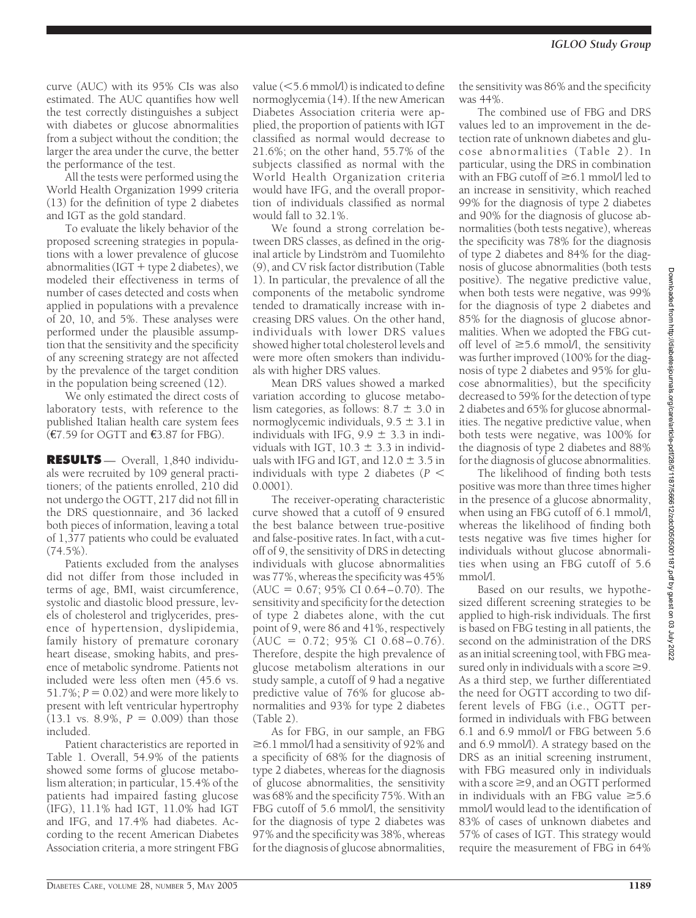curve (AUC) with its 95% CIs was also estimated. The AUC quantifies how well the test correctly distinguishes a subject with diabetes or glucose abnormalities from a subject without the condition; the larger the area under the curve, the better the performance of the test.

All the tests were performed using the World Health Organization 1999 criteria (13) for the definition of type 2 diabetes and IGT as the gold standard.

To evaluate the likely behavior of the proposed screening strategies in populations with a lower prevalence of glucose abnormalities (IGT + type 2 diabetes), we modeled their effectiveness in terms of number of cases detected and costs when applied in populations with a prevalence of 20, 10, and 5%. These analyses were performed under the plausible assumption that the sensitivity and the specificity of any screening strategy are not affected by the prevalence of the target condition in the population being screened (12).

We only estimated the direct costs of laboratory tests, with reference to the published Italian health care system fees (€7.59 for OGTT and €3.87 for FBG).

**RESULTS** — Overall, 1,840 individuals were recruited by 109 general practitioners; of the patients enrolled, 210 did not undergo the OGTT, 217 did not fill in the DRS questionnaire, and 36 lacked both pieces of information, leaving a total of 1,377 patients who could be evaluated (74.5%).

Patients excluded from the analyses did not differ from those included in terms of age, BMI, waist circumference, systolic and diastolic blood pressure, levels of cholesterol and triglycerides, presence of hypertension, dyslipidemia, family history of premature coronary heart disease, smoking habits, and presence of metabolic syndrome. Patients not included were less often men (45.6 vs. 51.7%; $P = 0.02$) and were more likely to present with left ventricular hypertrophy (13.1 vs. 8.9%, $P = 0.009$) than those included.

Patient characteristics are reported in Table 1. Overall, 54.9% of the patients showed some forms of glucose metabolism alteration; in particular, 15.4% of the patients had impaired fasting glucose (IFG), 11.1% had IGT, 11.0% had IGT and IFG, and 17.4% had diabetes. According to the recent American Diabetes Association criteria, a more stringent FBG value (<5.6 mmol/l) is indicated to define normoglycemia (14). If the new American Diabetes Association criteria were applied, the proportion of patients with IGT classified as normal would decrease to 21.6%; on the other hand, 55.7% of the subjects classified as normal with the World Health Organization criteria would have IFG, and the overall proportion of individuals classified as normal would fall to 32.1%.

We found a strong correlation between DRS classes, as defined in the original article by Lindström and Tuomilehto (9), and CV risk factor distribution (Table 1). In particular, the prevalence of all the components of the metabolic syndrome tended to dramatically increase with increasing DRS values. On the other hand, individuals with lower DRS values showed higher total cholesterol levels and were more often smokers than individuals with higher DRS values.

Mean DRS values showed a marked variation according to glucose metabolism categories, as follows: 8.7 ± 3.0 in normoglycemic individuals, 9.5 ± 3.1 in individuals with IFG, 9.9 ± 3.3 in individuals with IGT, 10.3 ± 3.3 in individuals with IFG and IGT, and 12.0 ± 3.5 in individuals with type 2 diabetes ($P < 0.0001$).

The receiver-operating characteristic curve showed that a cutoff of 9 ensured the best balance between true-positive and false-positive rates. In fact, with a cutoff of 9, the sensitivity of DRS in detecting individuals with glucose abnormalities was 77%, whereas the specificity was 45% (AUC = 0.67; 95% CI 0.64–0.70). The sensitivity and specificity for the detection of type 2 diabetes alone, with the cut point of 9, were 86 and 41%, respectively (AUC = 0.72; 95% CI 0.68–0.76). Therefore, despite the high prevalence of glucose metabolism alterations in our study sample, a cutoff of 9 had a negative predictive value of 76% for glucose abnormalities and 93% for type 2 diabetes (Table 2).

As for FBG, in our sample, an FBG ≥6.1 mmol/l had a sensitivity of 92% and a specificity of 68% for the diagnosis of type 2 diabetes, whereas for the diagnosis of glucose abnormalities, the sensitivity was 68% and the specificity 75%. With an FBG cutoff of 5.6 mmol/l, the sensitivity for the diagnosis of type 2 diabetes was 97% and the specificity was 38%, whereas for the diagnosis of glucose abnormalities, the sensitivity was 86% and the specificity was 44%.

The combined use of FBG and DRS values led to an improvement in the detection rate of unknown diabetes and glucose abnormalities (Table 2). In particular, using the DRS in combination with an FBG cutoff of ≥6.1 mmol/l led to an increase in sensitivity, which reached 99% for the diagnosis of type 2 diabetes and 90% for the diagnosis of glucose abnormalities (both tests negative), whereas the specificity was 78% for the diagnosis of type 2 diabetes and 84% for the diagnosis of glucose abnormalities (both tests positive). The negative predictive value, when both tests were negative, was 99% for the diagnosis of type 2 diabetes and 85% for the diagnosis of glucose abnormalities. When we adopted the FBG cutoff level of ≥5.6 mmol/l, the sensitivity was further improved (100% for the diagnosis of type 2 diabetes and 95% for glucose abnormalities), but the specificity decreased to 59% for the detection of type 2 diabetes and 65% for glucose abnormalities. The negative predictive value, when both tests were negative, was 100% for the diagnosis of type 2 diabetes and 88% for the diagnosis of glucose abnormalities.

The likelihood of finding both tests positive was more than three times higher in the presence of a glucose abnormality, when using an FBG cutoff of 6.1 mmol/l, whereas the likelihood of finding both tests negative was five times higher for individuals without glucose abnormalities when using an FBG cutoff of 5.6 mmol/l.

Based on our results, we hypothesized different screening strategies to be applied to high-risk individuals. The first is based on FBG testing in all patients, the second on the administration of the DRS as an initial screening tool, with FBG measured only in individuals with a score ≥9. As a third step, we further differentiated the need for OGTT according to two different levels of FBG (i.e., OGTT performed in individuals with FBG between 6.1 and 6.9 mmol/l or FBG between 5.6 and 6.9 mmol/l). A strategy based on the DRS as an initial screening instrument, with FBG measured only in individuals with a score ≥9, and an OGTT performed in individuals with an FBG value ≥5.6 mmol/l would lead to the identification of 83% of cases of unknown diabetes and 57% of cases of IGT. This strategy would require the measurement of FBG in 64%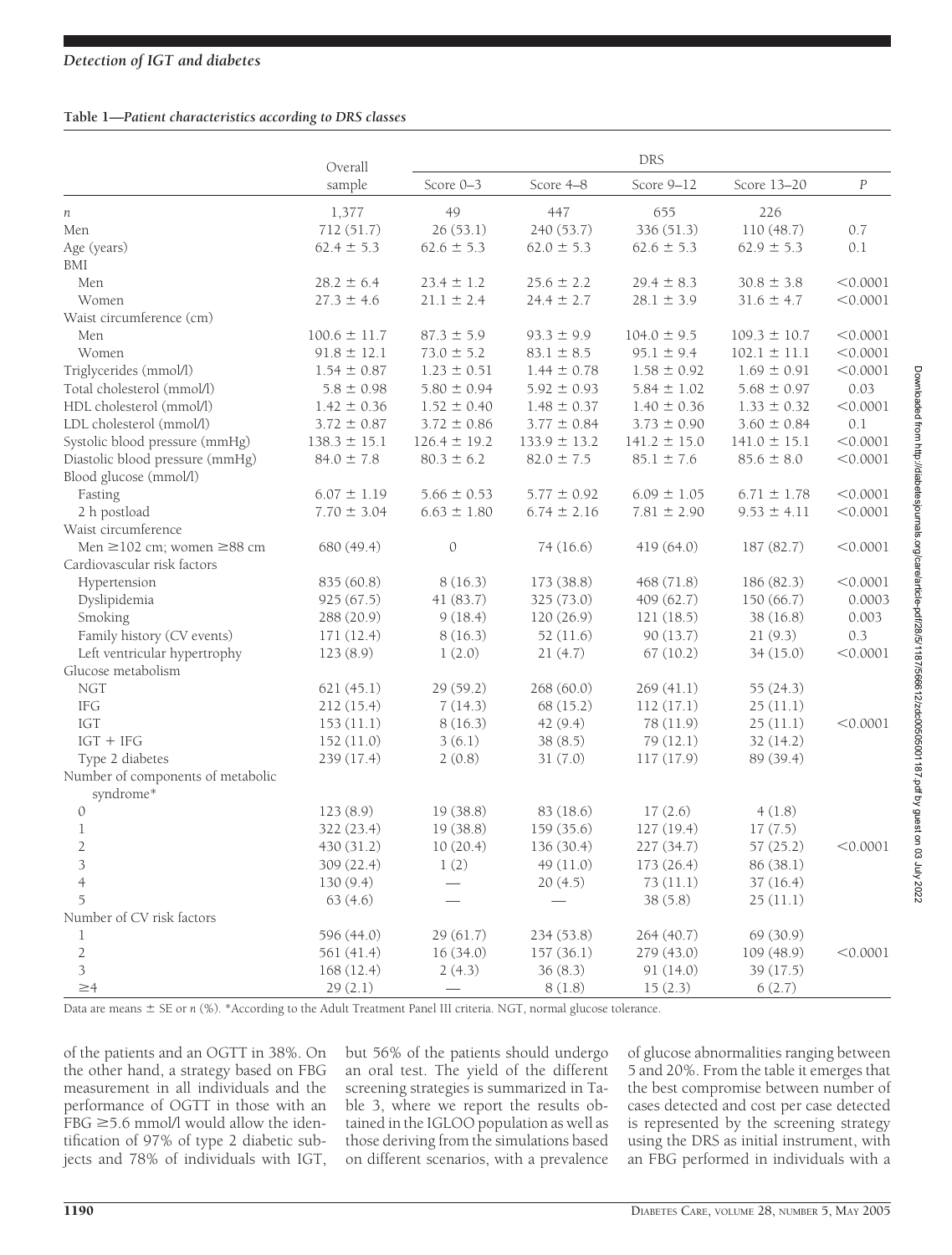**Table 1—Patient characteristics according to DRS classes**

| | Overall sample | DRS | | | | |
|---|---|---|---|---|---|---|
| | | Score 0–3 | Score 4–8 | Score 9–12 | Score 13–20 | *P* |
| *n* | 1,377 | 49 | 447 | 655 | 226 | |
| Men | 712 (51.7) | 26 (53.1) | 240 (53.7) | 336 (51.3) | 110 (48.7) | 0.7 |
| Age (years) | 62.4 ± 5.3 | 62.6 ± 5.3 | 62.0 ± 5.3 | 62.6 ± 5.3 | 62.9 ± 5.3 | 0.1 |
| BMI | | | | | | |
| Men | 28.2 ± 6.4 | 23.4 ± 1.2 | 25.6 ± 2.2 | 29.4 ± 8.3 | 30.8 ± 3.8 | <0.0001 |
| Women | 27.3 ± 4.6 | 21.1 ± 2.4 | 24.4 ± 2.7 | 28.1 ± 3.9 | 31.6 ± 4.7 | <0.0001 |
| Waist circumference (cm) | | | | | | |
| Men | 100.6 ± 11.7 | 87.3 ± 5.9 | 93.3 ± 9.9 | 104.0 ± 9.5 | 109.3 ± 10.7 | <0.0001 |
| Women | 91.8 ± 12.1 | 73.0 ± 5.2 | 83.1 ± 8.5 | 95.1 ± 9.4 | 102.1 ± 11.1 | <0.0001 |
| Triglycerides (mmol/l) | 1.54 ± 0.87 | 1.23 ± 0.51 | 1.44 ± 0.78 | 1.58 ± 0.92 | 1.69 ± 0.91 | <0.0001 |
| Total cholesterol (mmol/l) | 5.8 ± 0.98 | 5.80 ± 0.94 | 5.92 ± 0.93 | 5.84 ± 1.02 | 5.68 ± 0.97 | 0.03 |
| HDL cholesterol (mmol/l) | 1.42 ± 0.36 | 1.52 ± 0.40 | 1.48 ± 0.37 | 1.40 ± 0.36 | 1.33 ± 0.32 | <0.0001 |
| LDL cholesterol (mmol/l) | 3.72 ± 0.87 | 3.72 ± 0.86 | 3.77 ± 0.84 | 3.73 ± 0.90 | 3.60 ± 0.84 | 0.1 |
| Systolic blood pressure (mmHg) | 138.3 ± 15.1 | 126.4 ± 19.2 | 133.9 ± 13.2 | 141.2 ± 15.0 | 141.0 ± 15.1 | <0.0001 |
| Diastolic blood pressure (mmHg) | 84.0 ± 7.8 | 80.3 ± 6.2 | 82.0 ± 7.5 | 85.1 ± 7.6 | 85.6 ± 8.0 | <0.0001 |
| Blood glucose (mmol/l) | | | | | | |
| Fasting | 6.07 ± 1.19 | 5.66 ± 0.53 | 5.77 ± 0.92 | 6.09 ± 1.05 | 6.71 ± 1.78 | <0.0001 |
| 2 h postload | 7.70 ± 3.04 | 6.63 ± 1.80 | 6.74 ± 2.16 | 7.81 ± 2.90 | 9.53 ± 4.11 | <0.0001 |
| Waist circumference | | | | | | |
| Men ≥102 cm; women ≥88 cm | 680 (49.4) | 0 | 74 (16.6) | 419 (64.0) | 187 (82.7) | <0.0001 |
| Cardiovascular risk factors | | | | | | |
| Hypertension | 835 (60.8) | 8 (16.3) | 173 (38.8) | 468 (71.8) | 186 (82.3) | <0.0001 |
| Dyslipidemia | 925 (67.5) | 41 (83.7) | 325 (73.0) | 409 (62.7) | 150 (66.7) | 0.0003 |
| Smoking | 288 (20.9) | 9 (18.4) | 120 (26.9) | 121 (18.5) | 38 (16.8) | 0.003 |
| Family history (CV events) | 171 (12.4) | 8 (16.3) | 52 (11.6) | 90 (13.7) | 21 (9.3) | 0.3 |
| Left ventricular hypertrophy | 123 (8.9) | 1 (2.0) | 21 (4.7) | 67 (10.2) | 34 (15.0) | <0.0001 |
| Glucose metabolism | | | | | | |
| NGT | 621 (45.1) | 29 (59.2) | 268 (60.0) | 269 (41.1) | 55 (24.3) | |
| IFG | 212 (15.4) | 7 (14.3) | 68 (15.2) | 112 (17.1) | 25 (11.1) | |
| IGT | 153 (11.1) | 8 (16.3) | 42 (9.4) | 78 (11.9) | 25 (11.1) | <0.0001 |
| IGT + IFG | 152 (11.0) | 3 (6.1) | 38 (8.5) | 79 (12.1) | 32 (14.2) | |
| Type 2 diabetes | 239 (17.4) | 2 (0.8) | 31 (7.0) | 117 (17.9) | 89 (39.4) | |
| Number of components of metabolic syndrome* | | | | | | |
| 0 | 123 (8.9) | 19 (38.8) | 83 (18.6) | 17 (2.6) | 4 (1.8) | |
| 1 | 322 (23.4) | 19 (38.8) | 159 (35.6) | 127 (19.4) | 17 (7.5) | |
| 2 | 430 (31.2) | 10 (20.4) | 136 (30.4) | 227 (34.7) | 57 (25.2) | <0.0001 |
| 3 | 309 (22.4) | 1 (2) | 49 (11.0) | 173 (26.4) | 86 (38.1) | |
| 4 | 130 (9.4) | — | 20 (4.5) | 73 (11.1) | 37 (16.4) | |
| 5 | 63 (4.6) | — | — | 38 (5.8) | 25 (11.1) | |
| Number of CV risk factors | | | | | | |
| 1 | 596 (44.0) | 29 (61.7) | 234 (53.8) | 264 (40.7) | 69 (30.9) | |
| 2 | 561 (41.4) | 16 (34.0) | 157 (36.1) | 279 (43.0) | 109 (48.9) | <0.0001 |
| 3 | 168 (12.4) | 2 (4.3) | 36 (8.3) | 91 (14.0) | 39 (17.5) | |
| ≥4 | 29 (2.1) | — | 8 (1.8) | 15 (2.3) | 6 (2.7) | |

Data are means ± SE or *n* (%). *According to the Adult Treatment Panel III criteria. NGT, normal glucose tolerance.

of the patients and an OGTT in 38%. On the other hand, a strategy based on FBG measurement in all individuals and the performance of OGTT in those with an FBG ≥5.6 mmol/l would allow the identification of 97% of type 2 diabetic subjects and 78% of individuals with IGT, but 56% of the patients should undergo an oral test. The yield of the different screening strategies is summarized in Table 3, where we report the results obtained in the IGLOO population as well as those deriving from the simulations based on different scenarios, with a prevalence of glucose abnormalities ranging between 5 and 20%. From the table it emerges that the best compromise between number of cases detected and cost per case detected is represented by the screening strategy using the DRS as initial instrument, with an FBG performed in individuals with a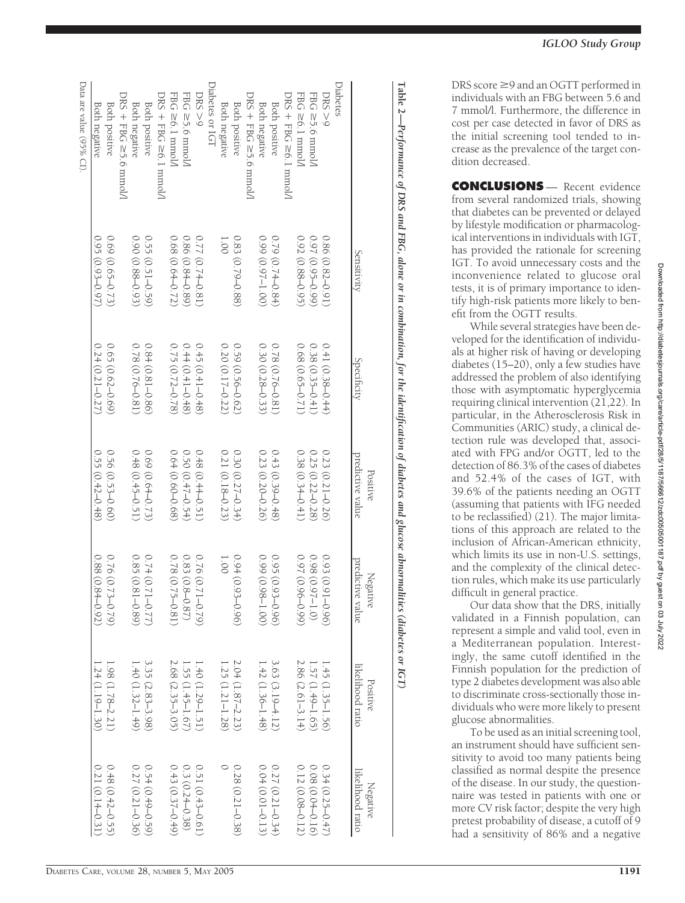**Table 2—Performance of DRS and FBG, alone or in combination, for the identification of diabetes and glucose abnormalities (diabetes or IGT)**

| | Sensitivity | Specificity | Positive predictive value | Negative predictive value | Positive likelihood ratio | Negative likelihood ratio |
|---|---|---|---|---|---|---|
| Diabetes | | | | | | |
| DRS >9 | 0.86 (0.82–0.91) | 0.41 (0.38–0.44) | 0.23 (0.21–0.26) | 0.93 (0.91–0.96) | 1.45 (1.35–1.56) | 0.34 (0.25–0.47) |
| FBG ≥5.6 mmol/l | 0.97 (0.95–0.99) | 0.38 (0.35–0.41) | 0.25 (0.22–0.28) | 0.98 (0.97–1.0) | 1.57 (1.49–1.65) | 0.08 (0.04–0.16) |
| FBG ≥6.1 mmol/l | 0.92 (0.88–0.95) | 0.68 (0.65–0.71) | 0.38 (0.34–0.41) | 0.97 (0.96–0.99) | 2.86 (2.61–3.14) | 0.12 (0.08–0.12) |
| DRS + FBG ≥6.1 mmol/l | | | | | | |
| Both positive | 0.79 (0.74–0.84) | 0.78 (0.76–0.81) | 0.43 (0.39–0.48) | 0.95 (0.93–0.96) | 3.63 (3.19–4.12) | 0.27 (0.21–0.34) |
| Both negative | 0.99 (0.97–1.00) | 0.30 (0.28–0.33) | 0.23 (0.20–0.26) | 0.99 (0.98–1.00) | 1.42 (1.36–1.48) | 0.04 (0.01–0.13) |
| DRS + FBG ≥5.6 mmol/l | | | | | | |
| Both positive | 0.83 (0.79–0.88) | 0.59 (0.56–0.62) | 0.30 (0.27–0.34) | 0.94 (0.93–0.96) | 2.04 (1.87–2.23) | 0.28 (0.21–0.38) |
| Both negative | 1.00 | 0.20 (0.17–0.22) | 0.21 (0.18–0.23) | 1.00 | 1.25 (1.21–1.28) | 0 |
| Diabetes or IGT | | | | | | |
| DRS >9 | 0.77 (0.74–0.81) | 0.45 (0.41–0.48) | 0.48 (0.44–0.51) | 0.76 (0.71–0.79) | 1.40 (1.29–1.51) | 0.51 (0.43–0.61) |
| FBG ≥5.6 mmol/l | 0.86 (0.84–0.89) | 0.44 (0.41–0.48) | 0.50 (0.47–0.54) | 0.83 (0.8–0.87) | 1.55 (1.45–1.67) | 0.3 (0.24–0.38) |
| FBG ≥6.1 mmol/l | 0.68 (0.64–0.72) | 0.75 (0.72–0.78) | 0.64 (0.60–0.68) | 0.78 (0.75–0.81) | 2.68 (2.35–3.05) | 0.43 (0.37–0.49) |
| DRS + FBG ≥6.1 mmol/l | | | | | | |
| Both positive | 0.55 (0.51–0.59) | 0.84 (0.81–0.86) | 0.69 (0.64–0.73) | 0.74 (0.71–0.77) | 3.35 (2.83–3.98) | 0.54 (0.49–0.59) |
| Both negative | 0.90 (0.88–0.93) | 0.78 (0.76–0.81) | 0.48 (0.45–0.51) | 0.85 (0.81–0.89) | 1.40 (1.32–1.49) | 0.27 (0.21–0.36) |
| DRS + FBG ≥5.6 mmol/l | | | | | | |
| Both positive | 0.69 (0.65–0.73) | 0.65 (0.62–0.69) | 0.56 (0.53–0.60) | 0.76 (0.73–0.79) | 1.98 (1.78–2.21) | 0.48 (0.42–0.55) |
| Both negative | 0.95 (0.93–0.97) | 0.24 (0.21–0.27) | 0.55 (0.42–0.48) | 0.88 (0.84–0.92) | 1.24 (1.19–1.30) | 0.21 (0.14–0.31) |

Data are value (95% CI).

DRS score ≥9 and an OGTT performed in individuals with an FBG between 5.6 and 7 mmol/l. Furthermore, the difference in cost per case detected in favor of DRS as the initial screening tool tended to increase as the prevalence of the target condition decreased.

## CONCLUSIONS

Recent evidence from several randomized trials, showing that diabetes can be prevented or delayed by lifestyle modification or pharmacological interventions in individuals with IGT, has provided the rationale for screening IGT. To avoid unnecessary costs and the inconvenience related to glucose oral tests, it is of primary importance to identify high-risk patients more likely to benefit from the OGTT results.

While several strategies have been developed for the identification of individuals at higher risk of having or developing diabetes (15–20), only a few studies have addressed the problem of also identifying those with asymptomatic hyperglycemia requiring clinical intervention (21,22). In particular, in the Atherosclerosis Risk in Communities (ARIC) study, a clinical detection rule was developed that, associated with FPG and/or OGTT, led to the detection of 86.3% of the cases of diabetes and 52.4% of the cases of IGT, with 39.6% of the patients needing an OGTT (assuming that patients with IFG needed to be reclassified) (21). The major limitations of this approach are related to the inclusion of African-American ethnicity, which limits its use in non-U.S. settings, and the complexity of the clinical detection rules, which make its use particularly difficult in general practice.

Our data show that the DRS, initially validated in a Finnish population, can represent a simple and valid tool, even in a Mediterranean population. Interestingly, the same cutoff identified in the Finnish population for the prediction of type 2 diabetes development was also able to discriminate cross-sectionally those individuals who were more likely to present glucose abnormalities.

To be used as an initial screening tool, an instrument should have sufficient sensitivity to avoid too many patients being classified as normal despite the presence of the disease. In our study, the questionnaire was tested in patients with one or more CV risk factor; despite the very high pretest probability of disease, a cutoff of 9 had a sensitivity of 86% and a negative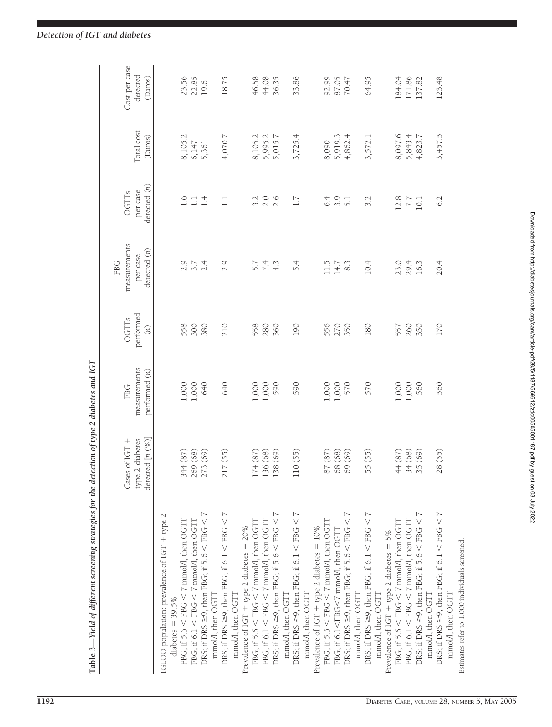**Table 3—Yield of different screening strategies for the detection of type 2 diabetes and IGT**

| | Cases of IGT + type 2 diabetes detected [n (%)] | FBG measurements performed (n) | OGTTs performed (n) | FBG measurements per case detected (n) | OGTTs per case detected (n) | Total cost (Euros) | Cost per case detected (Euros) |
|---|---|---|---|---|---|---|---|
| IGLOO population: prevalence of IGT + type 2 diabetes = 39.5% | | | | | | | |
| FBG, if 5.6 < FBG < 7 mmol/l, then OGTT | 344 (87) | 1,000 | 558 | 2.9 | 1.6 | 8,105.2 | 23.56 |
| FBG, if 6.1 < FBG < 7 mmol/l, then OGTT | 269 (68) | 1,000 | 300 | 3.7 | 1.1 | 6,147 | 22.85 |
| DRS; if DRS ≥9, then FBG; if 5.6 < FBG < 7 mmol/l, then OGTT | 273 (69) | 640 | 380 | 2.4 | 1.4 | 5,361 | 19.6 |
| DRS; if DRS ≥9, then FBG; if 6.1 < FBG < 7 mmol/l, then OGTT | 217 (55) | 640 | 210 | 2.9 | 1.1 | 4,070.7 | 18.75 |
| Prevalence of IGT + type 2 diabetes = 20% | | | | | | | |
| FBG, if 5.6 < FBG < 7 mmol/l, then OGTT | 174 (87) | 1,000 | 558 | 5.7 | 3.2 | 8,105.2 | 46.58 |
| FBG, if 6.1 < FBG < 7 mmol/l, then OGTT | 136 (68) | 1,000 | 280 | 7.4 | 2.0 | 5,995.2 | 44.08 |
| DRS; if DRS ≥9, then FBG; if 5.6 < FBG < 7 mmol/l, then OGTT | 138 (69) | 590 | 360 | 4.3 | 2.6 | 5,015.7 | 36.35 |
| DRS; if DRS ≥9, then FBG; if 6.1 < FBG < 7 mmol/l, then OGTT | 110 (55) | 590 | 190 | 5.4 | 1.7 | 3,725.4 | 33.86 |
| Prevalence of IGT + type 2 diabetes = 10% | | | | | | | |
| FBG, if 5.6 < FBG < 7 mmol/l, then OGTT | 87 (87) | 1,000 | 556 | 11.5 | 6.4 | 8,090 | 92.99 |
| FBG, if 6.1<FBG<7 mmol/l, then OGTT | 68 (68) | 1,000 | 270 | 14.7 | 3.9 | 5,919.3 | 87.05 |
| DRS; if DRS ≥9, then FBG; if 5.6 < FBG < 7 mmol/l, then OGTT | 69 (69) | 570 | 350 | 8.3 | 5.1 | 4,862.4 | 70.47 |
| DRS; if DRS ≥9, then FBG; if 6.1 < FBG < 7 mmol/l, then OGTT | 55 (55) | 570 | 180 | 10.4 | 3.2 | 3,572.1 | 64.95 |
| Prevalence of IGT + type 2 diabetes = 5% | | | | | | | |
| FBG, if 5.6 < FBG < 7 mmol/l, then OGTT | 44 (87) | 1,000 | 557 | 23.0 | 12.8 | 8,097.6 | 184.04 |
| FBG, if 6.1 < FBG < 7 mmol/l, then OGTT | 34 (68) | 1,000 | 260 | 29.4 | 7.7 | 5,843.4 | 171.86 |
| DRS; if DRS ≥9, then FBG; if 5.6 < FBG < 7 mmol/l, then OGTT | 35 (69) | 560 | 350 | 16.3 | 10.1 | 4,823.7 | 137.82 |
| DRS; if DRS ≥9, then FBG; if 6.1 < FBG < 7 mmol/l, then OGTT | 28 (55) | 560 | 170 | 20.4 | 6.2 | 3,457.5 | 123.48 |

Estimates refer to 1,000 individuals screened.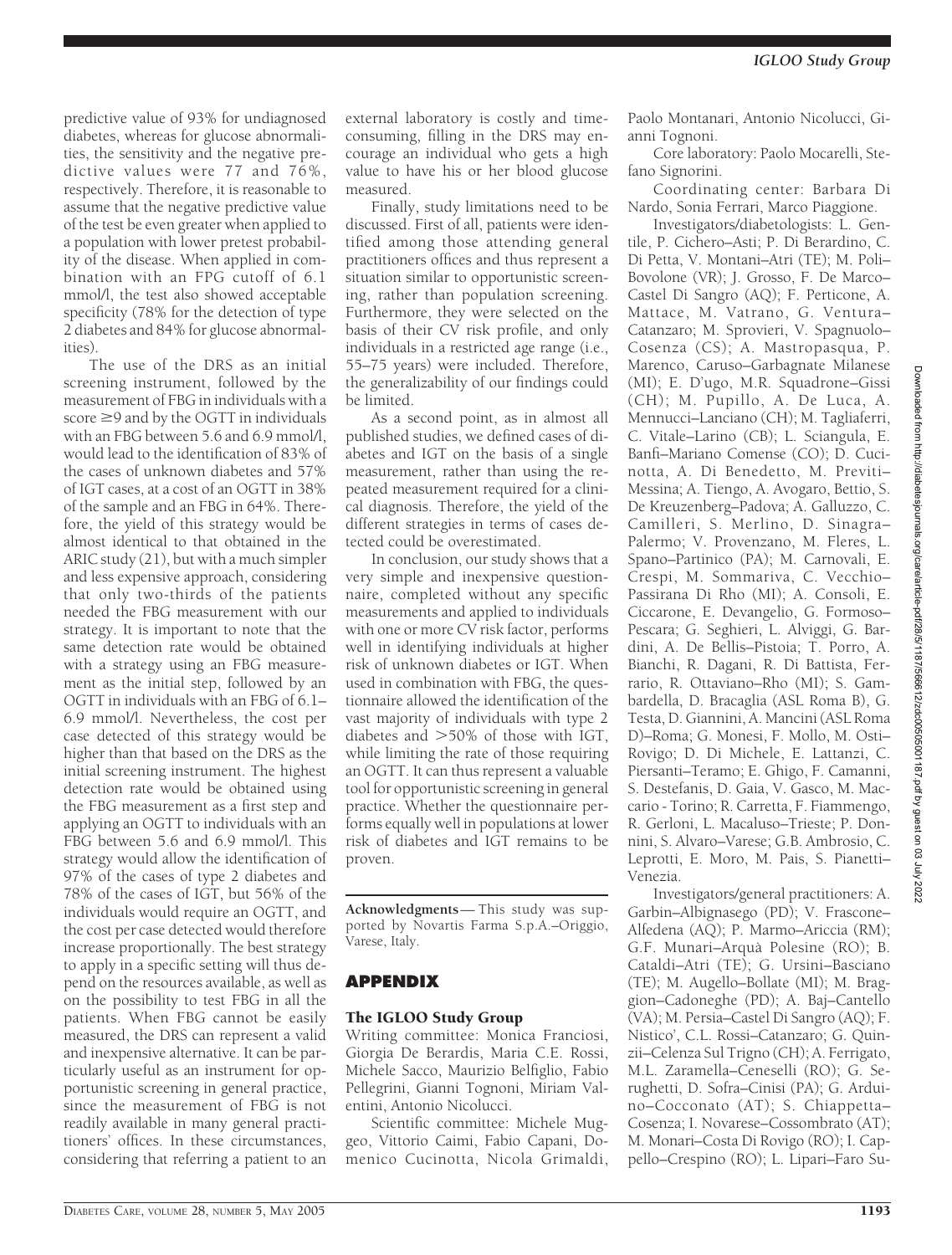predictive value of 93% for undiagnosed diabetes, whereas for glucose abnormalities, the sensitivity and the negative predictive values were 77 and 76%, respectively. Therefore, it is reasonable to assume that the negative predictive value of the test be even greater when applied to a population with lower pretest probability of the disease. When applied in combination with an FPG cutoff of 6.1 mmol/l, the test also showed acceptable specificity (78% for the detection of type 2 diabetes and 84% for glucose abnormalities).

The use of the DRS as an initial screening instrument, followed by the measurement of FBG in individuals with a score ≥9 and by the OGTT in individuals with an FBG between 5.6 and 6.9 mmol/l, would lead to the identification of 83% of the cases of unknown diabetes and 57% of IGT cases, at a cost of an OGTT in 38% of the sample and an FBG in 64%. Therefore, the yield of this strategy would be almost identical to that obtained in the ARIC study (21), but with a much simpler and less expensive approach, considering that only two-thirds of the patients needed the FBG measurement with our strategy. It is important to note that the same detection rate would be obtained with a strategy using an FBG measurement as the initial step, followed by an OGTT in individuals with an FBG of 6.1–6.9 mmol/l. Nevertheless, the cost per case detected of this strategy would be higher than that based on the DRS as the initial screening instrument. The highest detection rate would be obtained using the FBG measurement as a first step and applying an OGTT to individuals with an FBG between 5.6 and 6.9 mmol/l. This strategy would allow the identification of 97% of the cases of type 2 diabetes and 78% of the cases of IGT, but 56% of the individuals would require an OGTT, and the cost per case detected would therefore increase proportionally. The best strategy to apply in a specific setting will thus depend on the resources available, as well as on the possibility to test FBG in all the patients. When FBG cannot be easily measured, the DRS can represent a valid and inexpensive alternative. It can be particularly useful as an instrument for opportunistic screening in general practice, since the measurement of FBG is not readily available in many general practitioners' offices. In these circumstances, considering that referring a patient to an external laboratory is costly and time-consuming, filling in the DRS may encourage an individual who gets a high value to have his or her blood glucose measured.

Finally, study limitations need to be discussed. First of all, patients were identified among those attending general practitioners offices and thus represent a situation similar to opportunistic screening, rather than population screening. Furthermore, they were selected on the basis of their CV risk profile, and only individuals in a restricted age range (i.e., 55–75 years) were included. Therefore, the generalizability of our findings could be limited.

As a second point, as in almost all published studies, we defined cases of diabetes and IGT on the basis of a single measurement, rather than using the repeated measurement required for a clinical diagnosis. Therefore, the yield of the different strategies in terms of cases detected could be overestimated.

In conclusion, our study shows that a very simple and inexpensive questionnaire, completed without any specific measurements and applied to individuals with one or more CV risk factor, performs well in identifying individuals at higher risk of unknown diabetes or IGT. When used in combination with FBG, the questionnaire allowed the identification of the vast majority of individuals with type 2 diabetes and >50% of those with IGT, while limiting the rate of those requiring an OGTT. It can thus represent a valuable tool for opportunistic screening in general practice. Whether the questionnaire performs equally well in populations at lower risk of diabetes and IGT remains to be proven.

**Acknowledgments**— This study was supported by Novartis Farma S.p.A.–Origgio, Varese, Italy.

## APPENDIX

### The IGLOO Study Group

Writing committee: Monica Franciosi, Giorgia De Berardis, Maria C.E. Rossi, Michele Sacco, Maurizio Belfiglio, Fabio Pellegrini, Gianni Tognoni, Miriam Valentini, Antonio Nicolucci.

Scientific committee: Michele Muggeo, Vittorio Caimi, Fabio Capani, Domenico Cucinotta, Nicola Grimaldi, Paolo Montanari, Antonio Nicolucci, Gianni Tognoni.

Core laboratory: Paolo Mocarelli, Stefano Signorini.

Coordinating center: Barbara Di Nardo, Sonia Ferrari, Marco Piaggione.

Investigators/diabetologists: L. Gentile, P. Cichero–Asti; P. Di Berardino, C. Di Petta, V. Montani–Atri (TE); M. Poli–Bovolone (VR); J. Grosso, F. De Marco–Castel Di Sangro (AQ); F. Perticone, A. Mattace, M. Vatrano, G. Ventura–Catanzaro; M. Sprovieri, V. Spagnuolo–Cosenza (CS); A. Mastropasqua, P. Marenco, Caruso–Garbagnate Milanese (MI); E. D'ugo, M.R. Squadrone–Gissi (CH); M. Pupillo, A. De Luca, A. Mennucci–Lanciano (CH); M. Tagliaferri, C. Vitale–Larino (CB); L. Sciangula, E. Banfi–Mariano Comense (CO); D. Cucinotta, A. Di Benedetto, M. Previti–Messina; A. Tiengo, A. Avogaro, Bettio, S. De Kreuzenberg–Padova; A. Galluzzo, C. Camilleri, S. Merlino, D. Sinagra–Palermo; V. Provenzano, M. Fleres, L. Spano–Partinico (PA); M. Carnovali, E. Crespi, M. Sommariva, C. Vecchio–Passirana Di Rho (MI); A. Consoli, E. Ciccarone, E. Devangelio, G. Formoso–Pescara; G. Seghieri, L. Alviggi, G. Bardini, A. De Bellis–Pistoia; T. Porro, A. Bianchi, R. Dagani, R. Di Battista, Ferrario, R. Ottaviano–Rho (MI); S. Gambardella, D. Bracaglia (ASL Roma B), G. Testa, D. Giannini, A. Mancini (ASL Roma D)–Roma; G. Monesi, F. Mollo, M. Osti–Rovigo; D. Di Michele, E. Lattanzi, C. Piersanti–Teramo; E. Ghigo, F. Camanni, S. Destefanis, D. Gaia, V. Gasco, M. Maccario - Torino; R. Carretta, F. Fiammengo, R. Gerloni, L. Macaluso–Trieste; P. Donnini, S. Alvaro–Varese; G.B. Ambrosio, C. Leprotti, E. Moro, M. Pais, S. Pianetti–Venezia.

Investigators/general practitioners: A. Garbin–Albignasego (PD); V. Frascone–Alfedena (AQ); P. Marmo–Ariccia (RM); G.F. Munari–Arquà Polesine (RO); B. Cataldi–Atri (TE); G. Ursini–Basciano (TE); M. Augello–Bollate (MI); M. Braggion–Cadoneghe (PD); A. Baj–Cantello (VA); M. Persia–Castel Di Sangro (AQ); F. Nistico', C.L. Rossi–Catanzaro; G. Quinzii–Celenza Sul Trigno (CH); A. Ferrigato, M.L. Zaramella–Ceneselli (RO); G. Serughetti, D. Sofra–Cinisi (PA); G. Arduino–Cocconato (AT); S. Chiappetta–Cosenza; I. Novarese–Cossombrato (AT); M. Monari–Costa Di Rovigo (RO); I. Cappello–Crespino (RO); L. Lipari–Faro Su-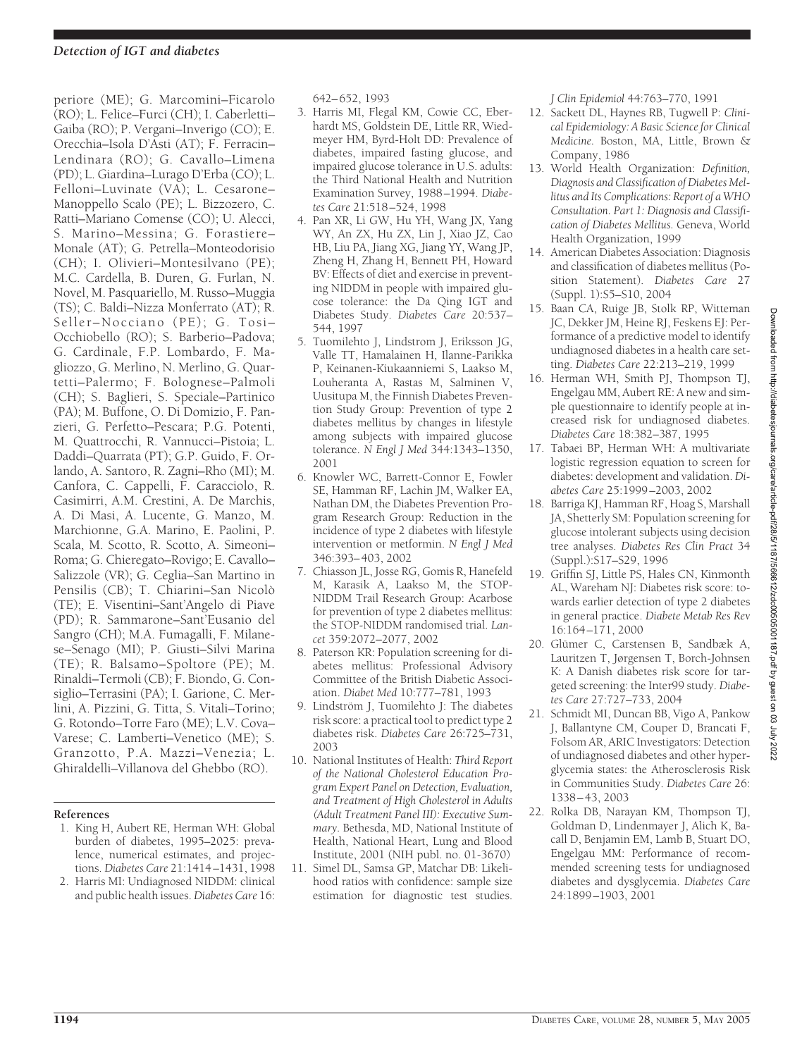periore (ME); G. Marcomini–Ficarolo (RO); L. Felice–Furci (CH); I. Caberletti–Gaiba (RO); P. Vergani–Inverigo (CO); E. Orecchia–Isola D'Asti (AT); F. Ferracin–Lendinara (RO); G. Cavallo–Limena (PD); L. Giardina–Lurago D'Erba (CO); L. Felloni–Luvinate (VA); L. Cesarone–Manoppello Scalo (PE); L. Bizzozero, C. Ratti–Mariano Comense (CO); U. Alecci, S. Marino–Messina; G. Forastiere–Monale (AT); G. Petrella–Monteodorisio (CH); I. Olivieri–Montesilvano (PE); M.C. Cardella, B. Duren, G. Furlan, N. Novel, M. Pasquariello, M. Russo–Muggia (TS); C. Baldi–Nizza Monferrato (AT); R. Seller–Nocciano (PE); G. Tosi–Occhiobello (RO); S. Barberio–Padova; G. Cardinale, F.P. Lombardo, F. Magliozzo, G. Merlino, N. Merlino, G. Quartetti–Palermo; F. Bolognese–Palmoli (CH); S. Baglieri, S. Speciale–Partinico (PA); M. Buffone, O. Di Domizio, F. Panzieri, G. Perfetto–Pescara; P.G. Potenti, M. Quattrocchi, R. Vannucci–Pistoia; L. Daddi–Quarrata (PT); G.P. Guido, F. Orlando, A. Santoro, R. Zagni–Rho (MI); M. Canfora, C. Cappelli, F. Caracciolo, R. Casimirri, A.M. Crestini, A. De Marchis, A. Di Masi, A. Lucente, G. Manzo, M. Marchionne, G.A. Marino, E. Paolini, P. Scala, M. Scotto, R. Scotto, A. Simeoni–Roma; G. Chieregato–Rovigo; E. Cavallo–Salizzole (VR); G. Ceglia–San Martino in Pensilis (CB); T. Chiarini–San Nicolò (TE); E. Visentini–Sant'Angelo di Piave (PD); R. Sammarone–Sant'Eusanio del Sangro (CH); M.A. Fumagalli, F. Milanese–Senago (MI); P. Giusti–Silvi Marina (TE); R. Balsamo–Spoltore (PE); M. Rinaldi–Termoli (CB); F. Biondo, G. Consiglio–Terrasini (PA); I. Garione, C. Merlini, A. Pizzini, G. Titta, S. Vitali–Torino; G. Rotondo–Torre Faro (ME); L.V. Cova–Varese; C. Lamberti–Venetico (ME); S. Granzotto, P.A. Mazzi–Venezia; L. Ghiraldelli–Villanova del Ghebbo (RO).

## References

1. King H, Aubert RE, Herman WH: Global burden of diabetes, 1995–2025: prevalence, numerical estimates, and projections. *Diabetes Care* 21:1414–1431, 1998
2. Harris MI: Undiagnosed NIDDM: clinical and public health issues. *Diabetes Care* 16: 642–652, 1993
3. Harris MI, Flegal KM, Cowie CC, Eberhardt MS, Goldstein DE, Little RR, Wiedmeyer HM, Byrd-Holt DD: Prevalence of diabetes, impaired fasting glucose, and impaired glucose tolerance in U.S. adults: the Third National Health and Nutrition Examination Survey, 1988–1994. *Diabetes Care* 21:518–524, 1998
4. Pan XR, Li GW, Hu YH, Wang JX, Yang WY, An ZX, Hu ZX, Lin J, Xiao JZ, Cao HB, Liu PA, Jiang XG, Jiang YY, Wang JP, Zheng H, Zhang H, Bennett PH, Howard BV: Effects of diet and exercise in preventing NIDDM in people with impaired glucose tolerance: the Da Qing IGT and Diabetes Study. *Diabetes Care* 20:537–544, 1997
5. Tuomilehto J, Lindstrom J, Eriksson JG, Valle TT, Hamalainen H, Ilanne-Parikka P, Keinanen-Kiukaanniemi S, Laakso M, Louheranta A, Rastas M, Salminen V, Uusitupa M, the Finnish Diabetes Prevention Study Group: Prevention of type 2 diabetes mellitus by changes in lifestyle among subjects with impaired glucose tolerance. *N Engl J Med* 344:1343–1350, 2001
6. Knowler WC, Barrett-Connor E, Fowler SE, Hamman RF, Lachin JM, Walker EA, Nathan DM, the Diabetes Prevention Program Research Group: Reduction in the incidence of type 2 diabetes with lifestyle intervention or metformin. *N Engl J Med* 346:393–403, 2002
7. Chiasson JL, Josse RG, Gomis R, Hanefeld M, Karasik A, Laakso M, the STOP-NIDDM Trail Research Group: Acarbose for prevention of type 2 diabetes mellitus: the STOP-NIDDM randomised trial. *Lancet* 359:2072–2077, 2002
8. Paterson KR: Population screening for diabetes mellitus: Professional Advisory Committee of the British Diabetic Association. *Diabet Med* 10:777–781, 1993
9. Lindström J, Tuomilehto J: The diabetes risk score: a practical tool to predict type 2 diabetes risk. *Diabetes Care* 26:725–731, 2003
10. National Institutes of Health: *Third Report of the National Cholesterol Education Program Expert Panel on Detection, Evaluation, and Treatment of High Cholesterol in Adults (Adult Treatment Panel III): Executive Summary*. Bethesda, MD, National Institute of Health, National Heart, Lung and Blood Institute, 2001 (NIH publ. no. 01-3670)
11. Simel DL, Samsa GP, Matchar DB: Likelihood ratios with confidence: sample size estimation for diagnostic test studies. *J Clin Epidemiol* 44:763–770, 1991
12. Sackett DL, Haynes RB, Tugwell P: *Clinical Epidemiology: A Basic Science for Clinical Medicine*. Boston, MA, Little, Brown & Company, 1986
13. World Health Organization: *Definition, Diagnosis and Classification of Diabetes Mellitus and Its Complications: Report of a WHO Consultation. Part 1: Diagnosis and Classification of Diabetes Mellitus*. Geneva, World Health Organization, 1999
14. American Diabetes Association: Diagnosis and classification of diabetes mellitus (Position Statement). *Diabetes Care* 27 (Suppl. 1):S5–S10, 2004
15. Baan CA, Ruige JB, Stolk RP, Witteman JC, Dekker JM, Heine RJ, Feskens EJ: Performance of a predictive model to identify undiagnosed diabetes in a health care setting. *Diabetes Care* 22:213–219, 1999
16. Herman WH, Smith PJ, Thompson TJ, Engelgau MM, Aubert RE: A new and simple questionnaire to identify people at increased risk for undiagnosed diabetes. *Diabetes Care* 18:382–387, 1995
17. Tabaei BP, Herman WH: A multivariate logistic regression equation to screen for diabetes: development and validation. *Diabetes Care* 25:1999–2003, 2002
18. Barriga KJ, Hamman RF, Hoag S, Marshall JA, Shetterly SM: Population screening for glucose intolerant subjects using decision tree analyses. *Diabetes Res Clin Pract* 34 (Suppl.):S17–S29, 1996
19. Griffin SJ, Little PS, Hales CN, Kinmonth AL, Wareham NJ: Diabetes risk score: towards earlier detection of type 2 diabetes in general practice. *Diabete Metab Res Rev* 16:164–171, 2000
20. Glümer C, Carstensen B, Sandbæk A, Lauritzen T, Jørgensen T, Borch-Johnsen K: A Danish diabetes risk score for targeted screening: the Inter99 study. *Diabetes Care* 27:727–733, 2004
21. Schmidt MI, Duncan BB, Vigo A, Pankow J, Ballantyne CM, Couper D, Brancati F, Folsom AR, ARIC Investigators: Detection of undiagnosed diabetes and other hyperglycemia states: the Atherosclerosis Risk in Communities Study. *Diabetes Care* 26: 1338–43, 2003
22. Rolka DB, Narayan KM, Thompson TJ, Goldman D, Lindenmayer J, Alich K, Bacall D, Benjamin EM, Lamb B, Stuart DO, Engelgau MM: Performance of recommended screening tests for undiagnosed diabetes and dysglycemia. *Diabetes Care* 24:1899–1903, 2001